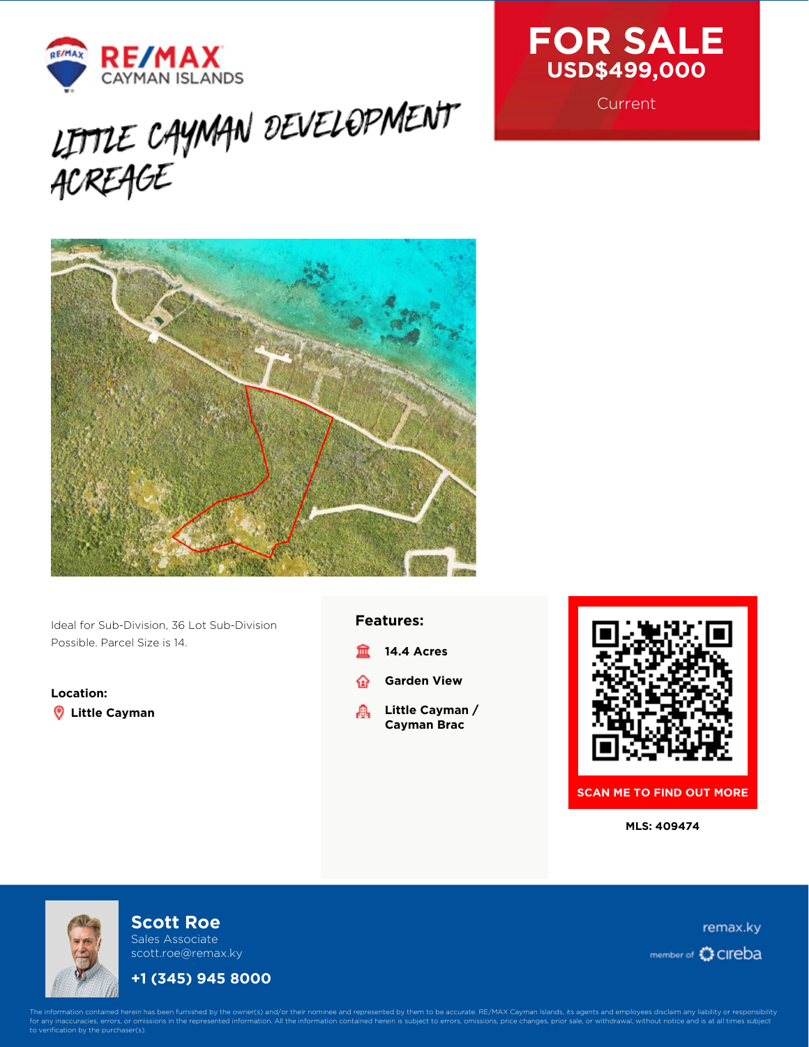RE/MAX CAYMAN ISLANDS

# FOR SALE

**USD$499,000**

Current

# LITTLE CAYMAN DEVELOPMENT ACREAGE

Ideal for Sub-Division, 36 Lot Sub-Division Possible. Parcel Size is 14.

**Location:**

**Little Cayman**

**Features:**

- **14.4 Acres**
- **Garden View**
- **Little Cayman / Cayman Brac**

**SCAN ME TO FIND OUT MORE**

**MLS: 409474**

**Scott Roe**
Sales Associate
scott.roe@remax.ky

**+1 (345) 945 8000**

remax.ky

member of cireba

The information contained herein has been furnished by the owner(s) and/or their nominee and represented by them to be accurate. RE/MAX Cayman Islands, its agents and employees disclaim any liability or responsibility for any inaccuracies, errors, or omissions in the represented information. All the information contained herein is subject to errors, omissions, price changes, prior sale, or withdrawal, without notice and is at all times subject to verification by the purchaser(s).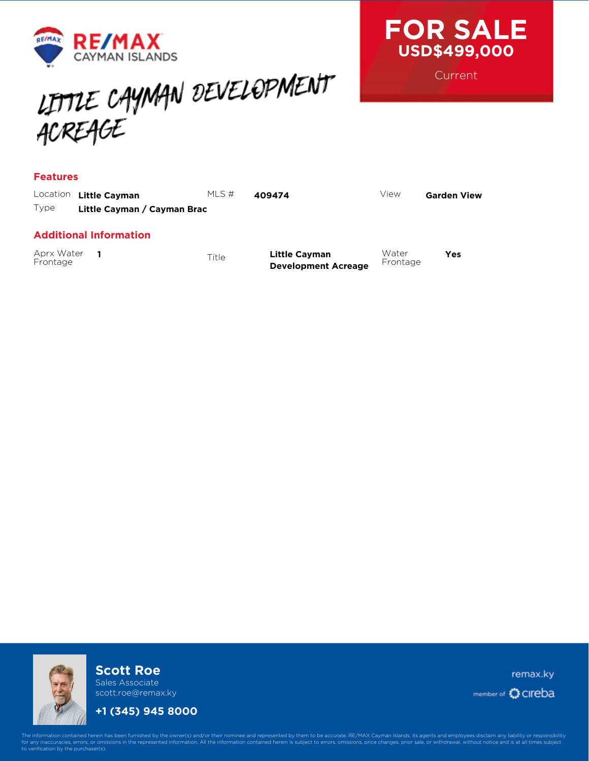RE/MAX CAYMAN ISLANDS

# FOR SALE

**USD$499,000**

Current

# LITTLE CAYMAN DEVELOPMENT ACREAGE

## Features

| | | | | | |
|---|---|---|---|---|---|
| Location | **Little Cayman** | MLS # | **409474** | View | **Garden View** |
| Type | **Little Cayman / Cayman Brac** | | | | |

## Additional Information

| | | | | | |
|---|---|---|---|---|---|
| Aprx Water Frontage | **1** | Title | **Little Cayman Development Acreage** | Water Frontage | **Yes** |

**Scott Roe**
Sales Associate
scott.roe@remax.ky

**+1 (345) 945 8000**

remax.ky

member of cireba

The information contained herein has been furnished by the owner(s) and/or their nominee and represented by them to be accurate. RE/MAX Cayman Islands, its agents and employees disclaim any liability or responsibility for any inaccuracies, errors, or omissions in the represented information. All the information contained herein is subject to errors, omissions, price changes, prior sale, or withdrawal, without notice and is at all times subject to verification by the purchaser(s).